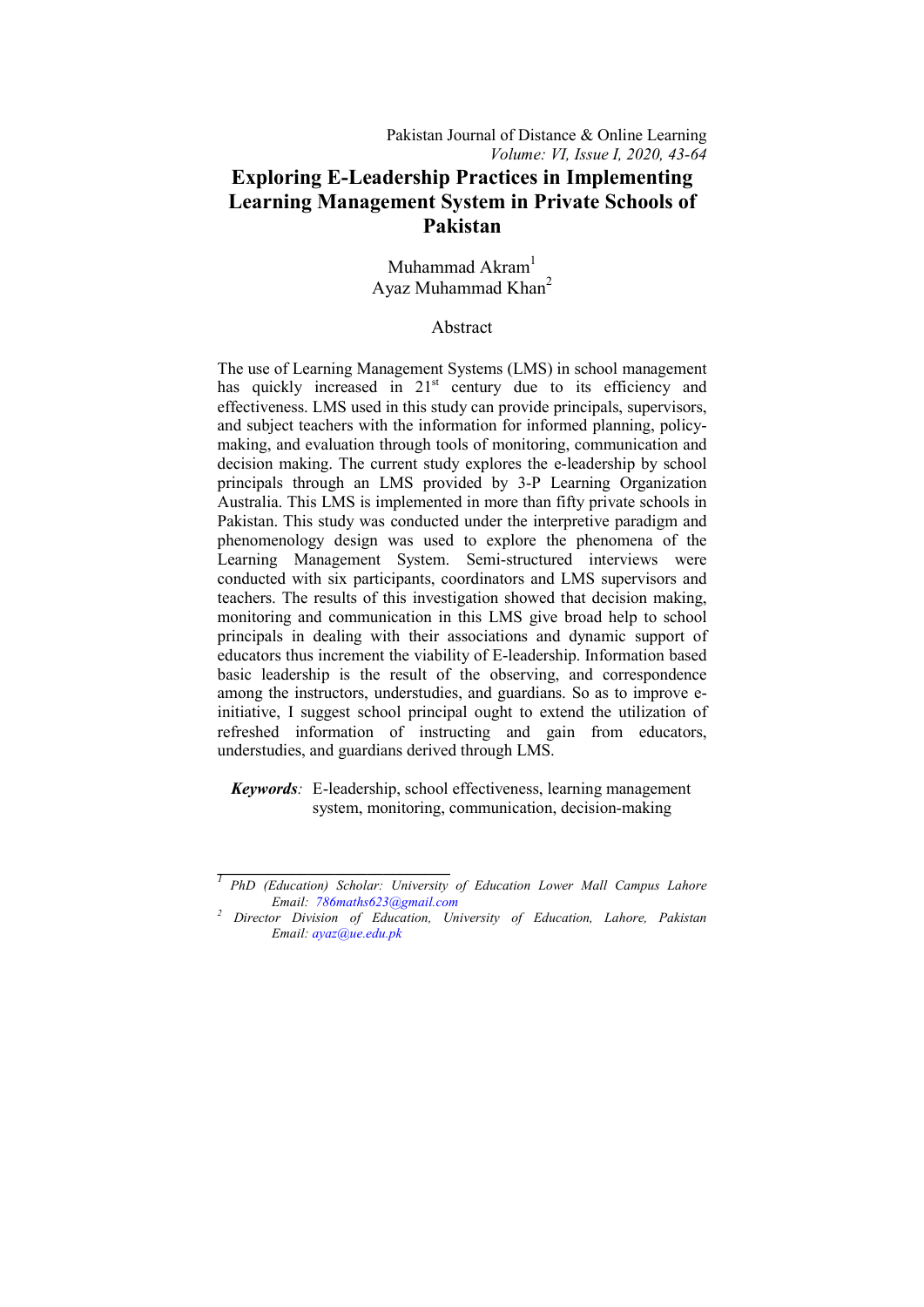# Exploring E-Leadership Practices in Implementing Learning Management System in Private Schools of Pakistan

Muhammad Akram[1]
Ayaz Muhammad Khan[2]

## Abstract

The use of Learning Management Systems (LMS) in school management has quickly increased in 21st century due to its efficiency and effectiveness. LMS used in this study can provide principals, supervisors, and subject teachers with the information for informed planning, policy-making, and evaluation through tools of monitoring, communication and decision making. The current study explores the e-leadership by school principals through an LMS provided by 3-P Learning Organization Australia. This LMS is implemented in more than fifty private schools in Pakistan. This study was conducted under the interpretive paradigm and phenomenology design was used to explore the phenomena of the Learning Management System. Semi-structured interviews were conducted with six participants, coordinators and LMS supervisors and teachers. The results of this investigation showed that decision making, monitoring and communication in this LMS give broad help to school principals in dealing with their associations and dynamic support of educators thus increment the viability of E-leadership. Information based basic leadership is the result of the observing, and correspondence among the instructors, understudies, and guardians. So as to improve e-initiative, I suggest school principal ought to extend the utilization of refreshed information of instructing and gain from educators, understudies, and guardians derived through LMS.

***Keywords**:* E-leadership, school effectiveness, learning management system, monitoring, communication, decision-making

---

[1] *PhD (Education) Scholar: University of Education Lower Mall Campus Lahore Email: 786maths623@gmail.com*

[2] *Director Division of Education, University of Education, Lahore, Pakistan Email: ayaz@ue.edu.pk*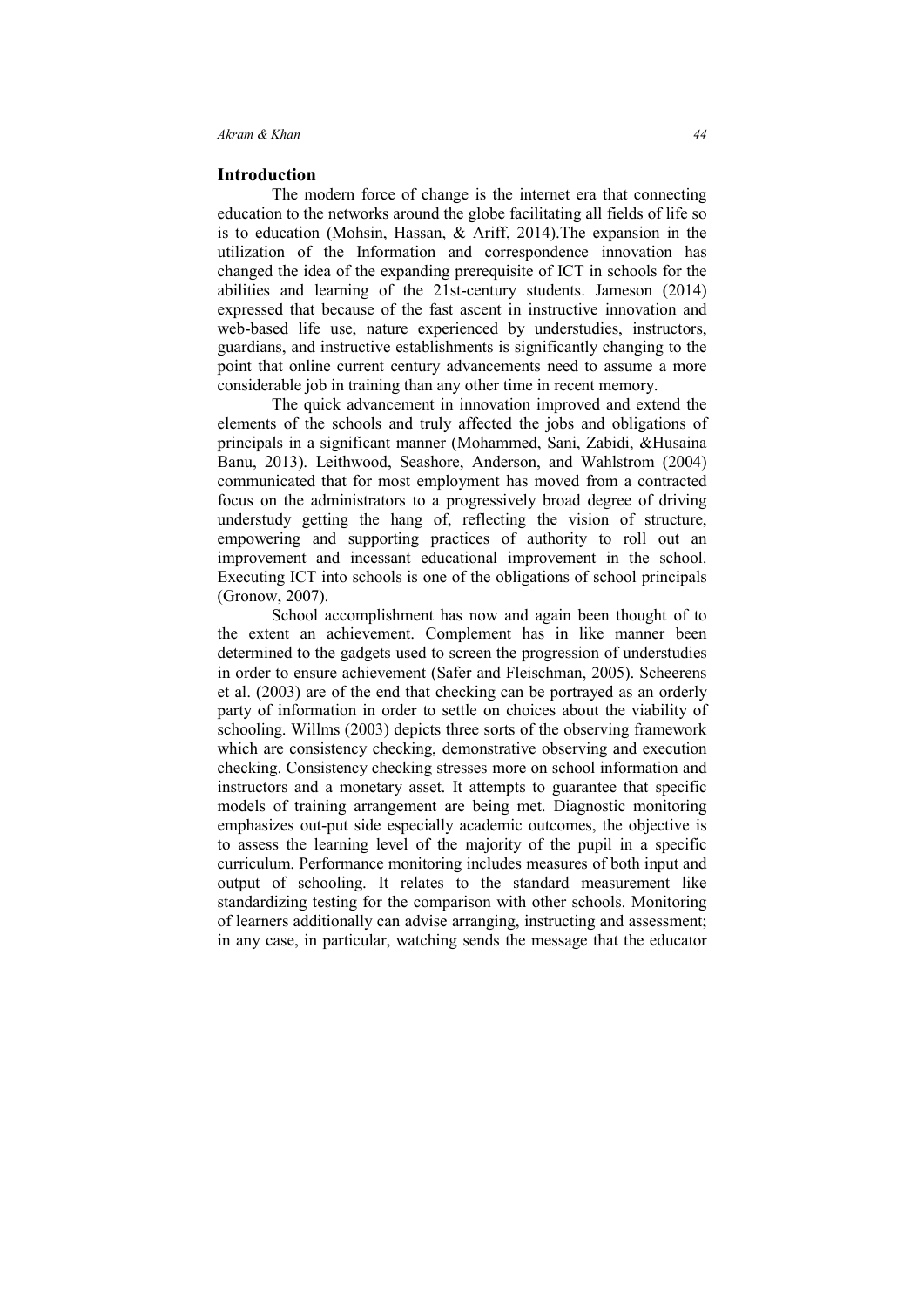## Introduction

The modern force of change is the internet era that connecting education to the networks around the globe facilitating all fields of life so is to education (Mohsin, Hassan, & Ariff, 2014).The expansion in the utilization of the Information and correspondence innovation has changed the idea of the expanding prerequisite of ICT in schools for the abilities and learning of the 21st-century students. Jameson (2014) expressed that because of the fast ascent in instructive innovation and web-based life use, nature experienced by understudies, instructors, guardians, and instructive establishments is significantly changing to the point that online current century advancements need to assume a more considerable job in training than any other time in recent memory.

The quick advancement in innovation improved and extend the elements of the schools and truly affected the jobs and obligations of principals in a significant manner (Mohammed, Sani, Zabidi, &Husaina Banu, 2013). Leithwood, Seashore, Anderson, and Wahlstrom (2004) communicated that for most employment has moved from a contracted focus on the administrators to a progressively broad degree of driving understudy getting the hang of, reflecting the vision of structure, empowering and supporting practices of authority to roll out an improvement and incessant educational improvement in the school. Executing ICT into schools is one of the obligations of school principals (Gronow, 2007).

School accomplishment has now and again been thought of to the extent an achievement. Complement has in like manner been determined to the gadgets used to screen the progression of understudies in order to ensure achievement (Safer and Fleischman, 2005). Scheerens et al. (2003) are of the end that checking can be portrayed as an orderly party of information in order to settle on choices about the viability of schooling. Willms (2003) depicts three sorts of the observing framework which are consistency checking, demonstrative observing and execution checking. Consistency checking stresses more on school information and instructors and a monetary asset. It attempts to guarantee that specific models of training arrangement are being met. Diagnostic monitoring emphasizes out-put side especially academic outcomes, the objective is to assess the learning level of the majority of the pupil in a specific curriculum. Performance monitoring includes measures of both input and output of schooling. It relates to the standard measurement like standardizing testing for the comparison with other schools. Monitoring of learners additionally can advise arranging, instructing and assessment; in any case, in particular, watching sends the message that the educator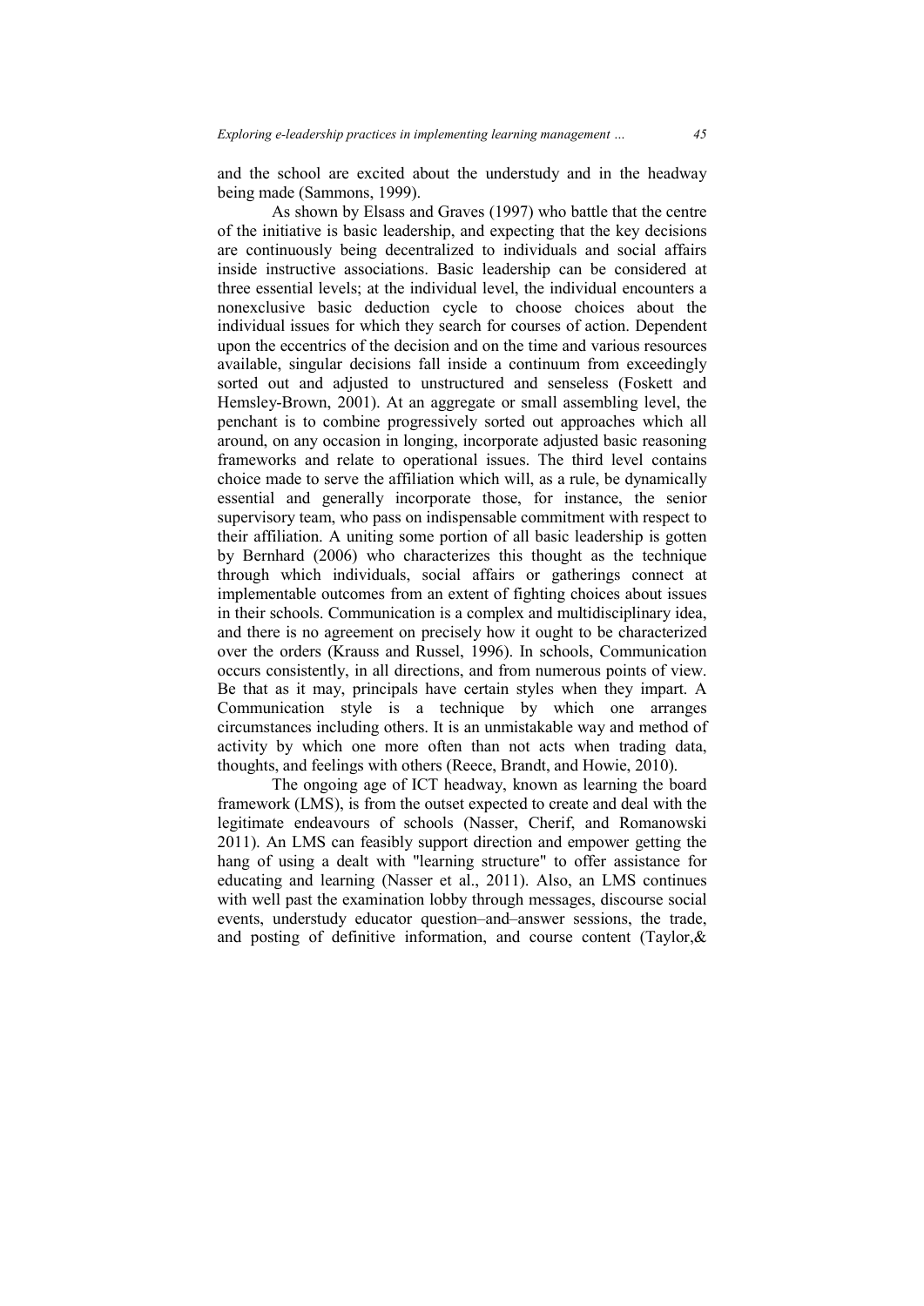and the school are excited about the understudy and in the headway being made (Sammons, 1999).

As shown by Elsass and Graves (1997) who battle that the centre of the initiative is basic leadership, and expecting that the key decisions are continuously being decentralized to individuals and social affairs inside instructive associations. Basic leadership can be considered at three essential levels; at the individual level, the individual encounters a nonexclusive basic deduction cycle to choose choices about the individual issues for which they search for courses of action. Dependent upon the eccentrics of the decision and on the time and various resources available, singular decisions fall inside a continuum from exceedingly sorted out and adjusted to unstructured and senseless (Foskett and Hemsley-Brown, 2001). At an aggregate or small assembling level, the penchant is to combine progressively sorted out approaches which all around, on any occasion in longing, incorporate adjusted basic reasoning frameworks and relate to operational issues. The third level contains choice made to serve the affiliation which will, as a rule, be dynamically essential and generally incorporate those, for instance, the senior supervisory team, who pass on indispensable commitment with respect to their affiliation. A uniting some portion of all basic leadership is gotten by Bernhard (2006) who characterizes this thought as the technique through which individuals, social affairs or gatherings connect at implementable outcomes from an extent of fighting choices about issues in their schools. Communication is a complex and multidisciplinary idea, and there is no agreement on precisely how it ought to be characterized over the orders (Krauss and Russel, 1996). In schools, Communication occurs consistently, in all directions, and from numerous points of view. Be that as it may, principals have certain styles when they impart. A Communication style is a technique by which one arranges circumstances including others. It is an unmistakable way and method of activity by which one more often than not acts when trading data, thoughts, and feelings with others (Reece, Brandt, and Howie, 2010).

The ongoing age of ICT headway, known as learning the board framework (LMS), is from the outset expected to create and deal with the legitimate endeavours of schools (Nasser, Cherif, and Romanowski 2011). An LMS can feasibly support direction and empower getting the hang of using a dealt with "learning structure" to offer assistance for educating and learning (Nasser et al., 2011). Also, an LMS continues with well past the examination lobby through messages, discourse social events, understudy educator question–and–answer sessions, the trade, and posting of definitive information, and course content (Taylor,&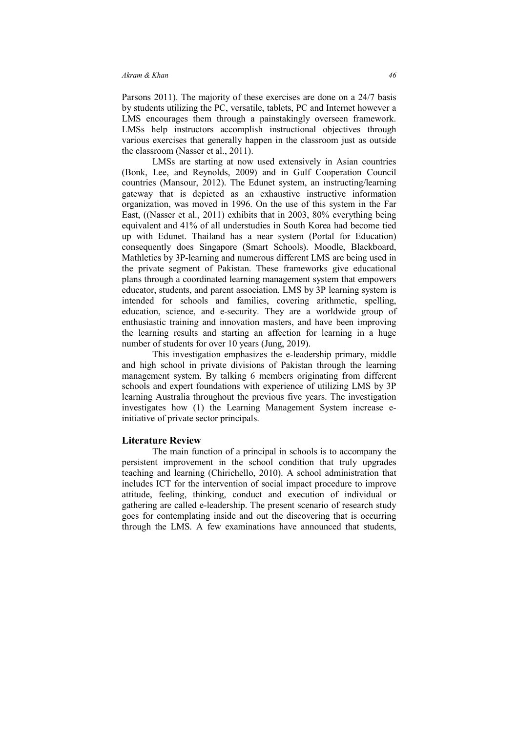Parsons 2011). The majority of these exercises are done on a 24/7 basis by students utilizing the PC, versatile, tablets, PC and Internet however a LMS encourages them through a painstakingly overseen framework. LMSs help instructors accomplish instructional objectives through various exercises that generally happen in the classroom just as outside the classroom (Nasser et al., 2011).

LMSs are starting at now used extensively in Asian countries (Bonk, Lee, and Reynolds, 2009) and in Gulf Cooperation Council countries (Mansour, 2012). The Edunet system, an instructing/learning gateway that is depicted as an exhaustive instructive information organization, was moved in 1996. On the use of this system in the Far East, ((Nasser et al., 2011) exhibits that in 2003, 80% everything being equivalent and 41% of all understudies in South Korea had become tied up with Edunet. Thailand has a near system (Portal for Education) consequently does Singapore (Smart Schools). Moodle, Blackboard, Mathletics by 3P-learning and numerous different LMS are being used in the private segment of Pakistan. These frameworks give educational plans through a coordinated learning management system that empowers educator, students, and parent association. LMS by 3P learning system is intended for schools and families, covering arithmetic, spelling, education, science, and e-security. They are a worldwide group of enthusiastic training and innovation masters, and have been improving the learning results and starting an affection for learning in a huge number of students for over 10 years (Jung, 2019).

This investigation emphasizes the e-leadership primary, middle and high school in private divisions of Pakistan through the learning management system. By talking 6 members originating from different schools and expert foundations with experience of utilizing LMS by 3P learning Australia throughout the previous five years. The investigation investigates how (1) the Learning Management System increase e-initiative of private sector principals.

## Literature Review

The main function of a principal in schools is to accompany the persistent improvement in the school condition that truly upgrades teaching and learning (Chirichello, 2010). A school administration that includes ICT for the intervention of social impact procedure to improve attitude, feeling, thinking, conduct and execution of individual or gathering are called e-leadership. The present scenario of research study goes for contemplating inside and out the discovering that is occurring through the LMS. A few examinations have announced that students,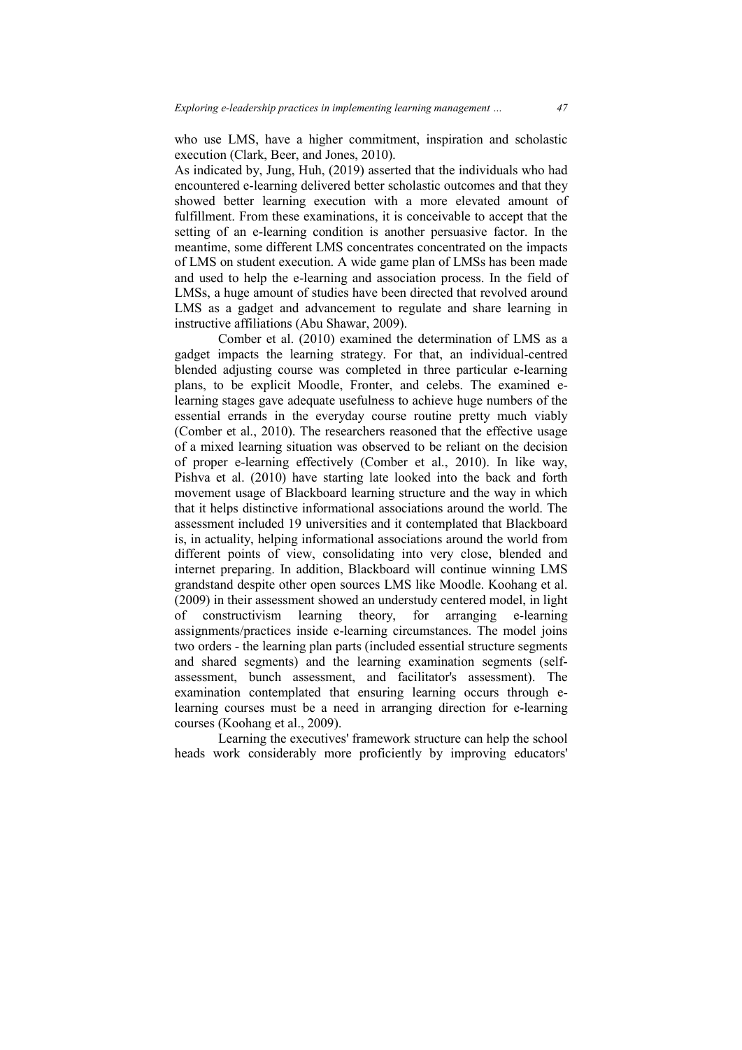who use LMS, have a higher commitment, inspiration and scholastic execution (Clark, Beer, and Jones, 2010).

As indicated by, Jung, Huh, (2019) asserted that the individuals who had encountered e-learning delivered better scholastic outcomes and that they showed better learning execution with a more elevated amount of fulfillment. From these examinations, it is conceivable to accept that the setting of an e-learning condition is another persuasive factor. In the meantime, some different LMS concentrates concentrated on the impacts of LMS on student execution. A wide game plan of LMSs has been made and used to help the e-learning and association process. In the field of LMSs, a huge amount of studies have been directed that revolved around LMS as a gadget and advancement to regulate and share learning in instructive affiliations (Abu Shawar, 2009).

Comber et al. (2010) examined the determination of LMS as a gadget impacts the learning strategy. For that, an individual-centred blended adjusting course was completed in three particular e-learning plans, to be explicit Moodle, Fronter, and celebs. The examined e-learning stages gave adequate usefulness to achieve huge numbers of the essential errands in the everyday course routine pretty much viably (Comber et al., 2010). The researchers reasoned that the effective usage of a mixed learning situation was observed to be reliant on the decision of proper e-learning effectively (Comber et al., 2010). In like way, Pishva et al. (2010) have starting late looked into the back and forth movement usage of Blackboard learning structure and the way in which that it helps distinctive informational associations around the world. The assessment included 19 universities and it contemplated that Blackboard is, in actuality, helping informational associations around the world from different points of view, consolidating into very close, blended and internet preparing. In addition, Blackboard will continue winning LMS grandstand despite other open sources LMS like Moodle. Koohang et al. (2009) in their assessment showed an understudy centered model, in light of constructivism learning theory, for arranging e-learning assignments/practices inside e-learning circumstances. The model joins two orders - the learning plan parts (included essential structure segments and shared segments) and the learning examination segments (self-assessment, bunch assessment, and facilitator's assessment). The examination contemplated that ensuring learning occurs through e-learning courses must be a need in arranging direction for e-learning courses (Koohang et al., 2009).

Learning the executives' framework structure can help the school heads work considerably more proficiently by improving educators'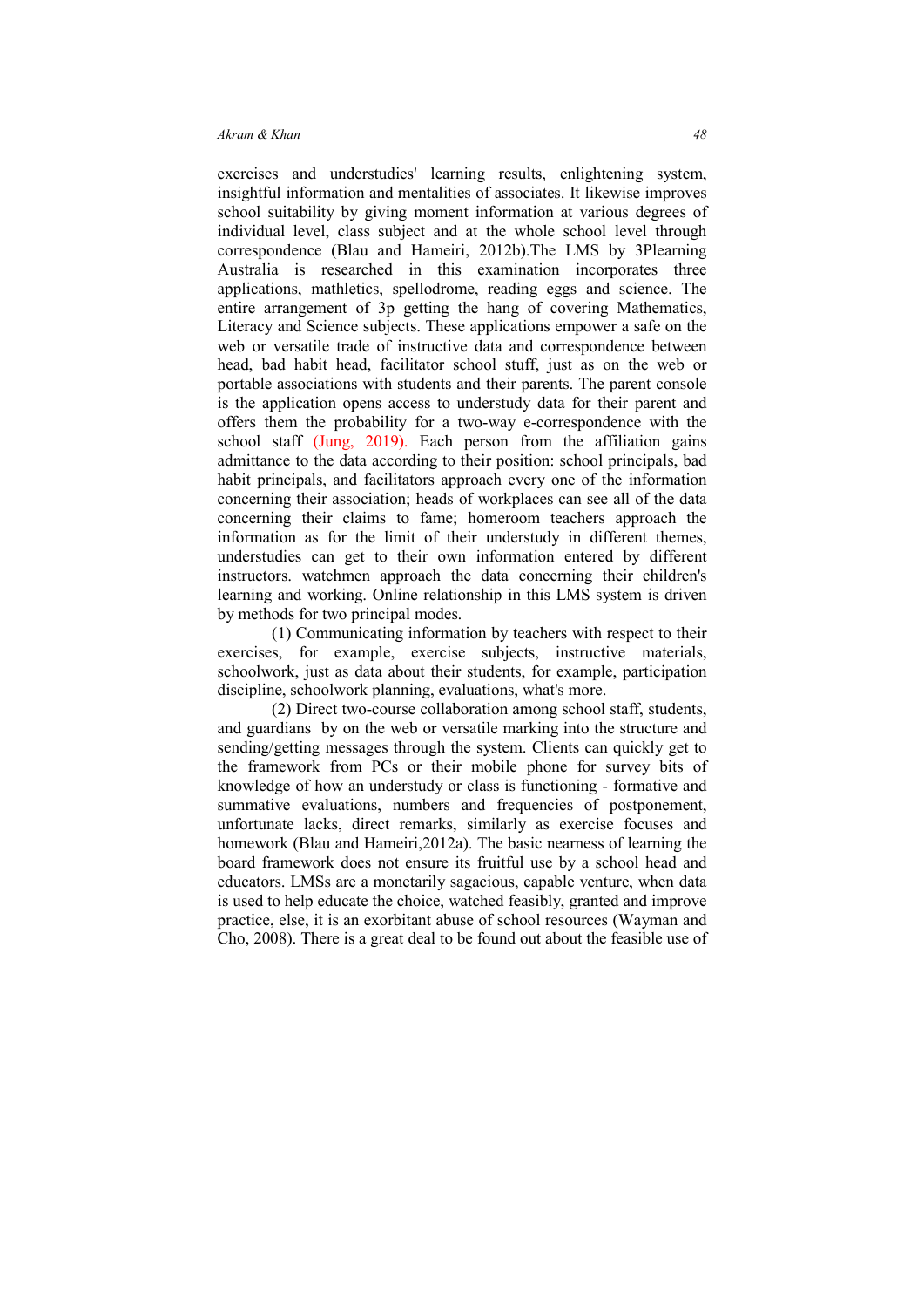exercises and understudies' learning results, enlightening system, insightful information and mentalities of associates. It likewise improves school suitability by giving moment information at various degrees of individual level, class subject and at the whole school level through correspondence (Blau and Hameiri, 2012b).The LMS by 3Plearning Australia is researched in this examination incorporates three applications, mathletics, spellodrome, reading eggs and science. The entire arrangement of 3p getting the hang of covering Mathematics, Literacy and Science subjects. These applications empower a safe on the web or versatile trade of instructive data and correspondence between head, bad habit head, facilitator school stuff, just as on the web or portable associations with students and their parents. The parent console is the application opens access to understudy data for their parent and offers them the probability for a two-way e-correspondence with the school staff (Jung, 2019). Each person from the affiliation gains admittance to the data according to their position: school principals, bad habit principals, and facilitators approach every one of the information concerning their association; heads of workplaces can see all of the data concerning their claims to fame; homeroom teachers approach the information as for the limit of their understudy in different themes, understudies can get to their own information entered by different instructors. watchmen approach the data concerning their children's learning and working. Online relationship in this LMS system is driven by methods for two principal modes.

(1) Communicating information by teachers with respect to their exercises, for example, exercise subjects, instructive materials, schoolwork, just as data about their students, for example, participation discipline, schoolwork planning, evaluations, what's more.

(2) Direct two-course collaboration among school staff, students, and guardians by on the web or versatile marking into the structure and sending/getting messages through the system. Clients can quickly get to the framework from PCs or their mobile phone for survey bits of knowledge of how an understudy or class is functioning - formative and summative evaluations, numbers and frequencies of postponement, unfortunate lacks, direct remarks, similarly as exercise focuses and homework (Blau and Hameiri,2012a). The basic nearness of learning the board framework does not ensure its fruitful use by a school head and educators. LMSs are a monetarily sagacious, capable venture, when data is used to help educate the choice, watched feasibly, granted and improve practice, else, it is an exorbitant abuse of school resources (Wayman and Cho, 2008). There is a great deal to be found out about the feasible use of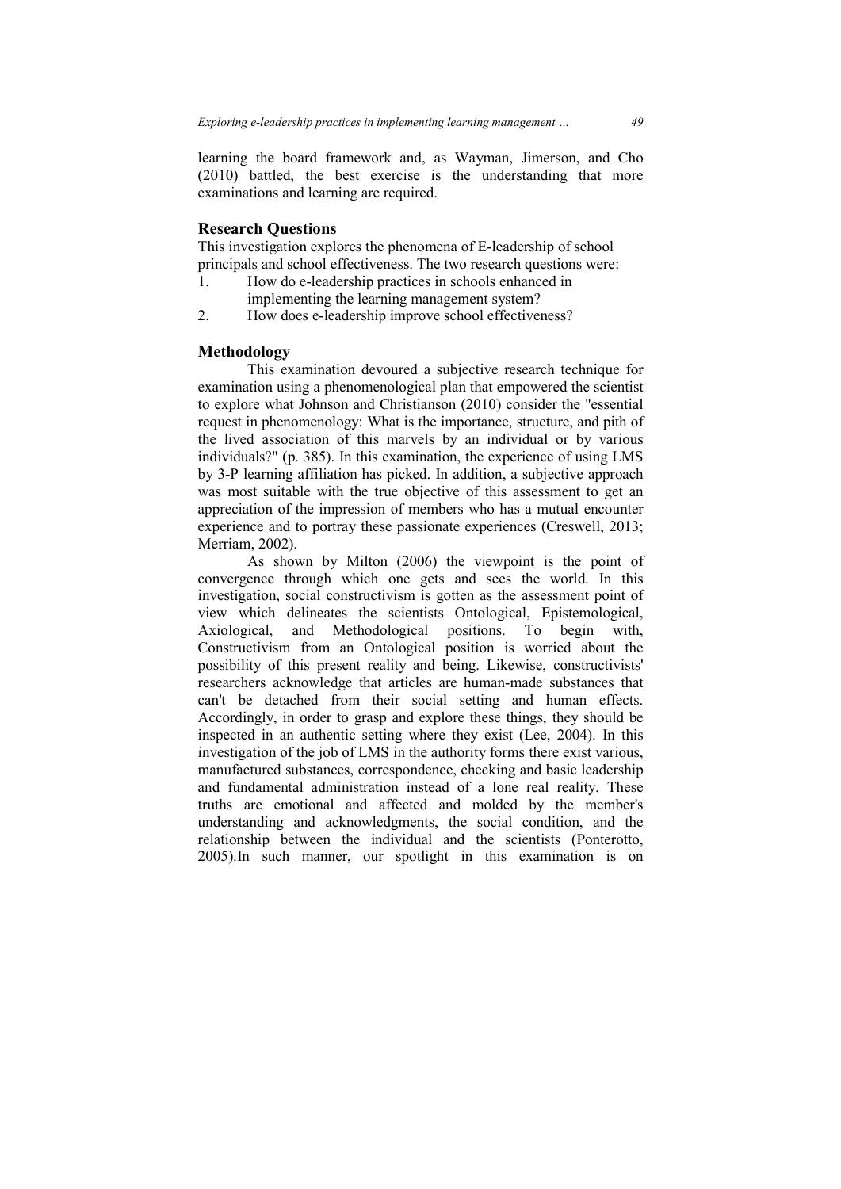learning the board framework and, as Wayman, Jimerson, and Cho (2010) battled, the best exercise is the understanding that more examinations and learning are required.

## Research Questions

This investigation explores the phenomena of E-leadership of school principals and school effectiveness. The two research questions were:

1. How do e-leadership practices in schools enhanced in implementing the learning management system?
2. How does e-leadership improve school effectiveness?

## Methodology

This examination devoured a subjective research technique for examination using a phenomenological plan that empowered the scientist to explore what Johnson and Christianson (2010) consider the "essential request in phenomenology: What is the importance, structure, and pith of the lived association of this marvels by an individual or by various individuals?" (p. 385). In this examination, the experience of using LMS by 3-P learning affiliation has picked. In addition, a subjective approach was most suitable with the true objective of this assessment to get an appreciation of the impression of members who has a mutual encounter experience and to portray these passionate experiences (Creswell, 2013; Merriam, 2002).

As shown by Milton (2006) the viewpoint is the point of convergence through which one gets and sees the world. In this investigation, social constructivism is gotten as the assessment point of view which delineates the scientists Ontological, Epistemological, Axiological, and Methodological positions. To begin with, Constructivism from an Ontological position is worried about the possibility of this present reality and being. Likewise, constructivists' researchers acknowledge that articles are human-made substances that can't be detached from their social setting and human effects. Accordingly, in order to grasp and explore these things, they should be inspected in an authentic setting where they exist (Lee, 2004). In this investigation of the job of LMS in the authority forms there exist various, manufactured substances, correspondence, checking and basic leadership and fundamental administration instead of a lone real reality. These truths are emotional and affected and molded by the member's understanding and acknowledgments, the social condition, and the relationship between the individual and the scientists (Ponterotto, 2005).In such manner, our spotlight in this examination is on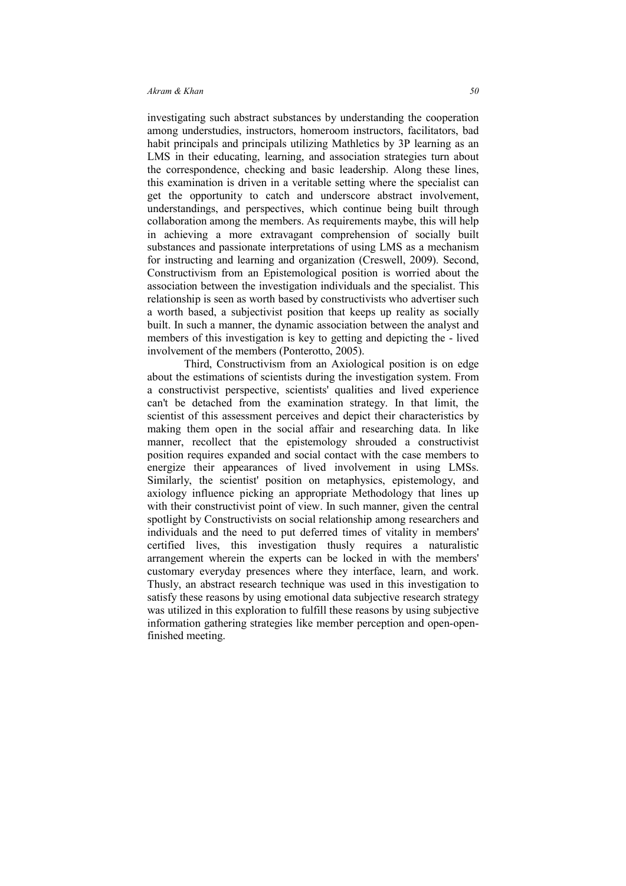investigating such abstract substances by understanding the cooperation among understudies, instructors, homeroom instructors, facilitators, bad habit principals and principals utilizing Mathletics by 3P learning as an LMS in their educating, learning, and association strategies turn about the correspondence, checking and basic leadership. Along these lines, this examination is driven in a veritable setting where the specialist can get the opportunity to catch and underscore abstract involvement, understandings, and perspectives, which continue being built through collaboration among the members. As requirements maybe, this will help in achieving a more extravagant comprehension of socially built substances and passionate interpretations of using LMS as a mechanism for instructing and learning and organization (Creswell, 2009). Second, Constructivism from an Epistemological position is worried about the association between the investigation individuals and the specialist. This relationship is seen as worth based by constructivists who advertiser such a worth based, a subjectivist position that keeps up reality as socially built. In such a manner, the dynamic association between the analyst and members of this investigation is key to getting and depicting the - lived involvement of the members (Ponterotto, 2005).

Third, Constructivism from an Axiological position is on edge about the estimations of scientists during the investigation system. From a constructivist perspective, scientists' qualities and lived experience can't be detached from the examination strategy. In that limit, the scientist of this assessment perceives and depict their characteristics by making them open in the social affair and researching data. In like manner, recollect that the epistemology shrouded a constructivist position requires expanded and social contact with the case members to energize their appearances of lived involvement in using LMSs. Similarly, the scientist' position on metaphysics, epistemology, and axiology influence picking an appropriate Methodology that lines up with their constructivist point of view. In such manner, given the central spotlight by Constructivists on social relationship among researchers and individuals and the need to put deferred times of vitality in members' certified lives, this investigation thusly requires a naturalistic arrangement wherein the experts can be locked in with the members' customary everyday presences where they interface, learn, and work. Thusly, an abstract research technique was used in this investigation to satisfy these reasons by using emotional data subjective research strategy was utilized in this exploration to fulfill these reasons by using subjective information gathering strategies like member perception and open-open-finished meeting.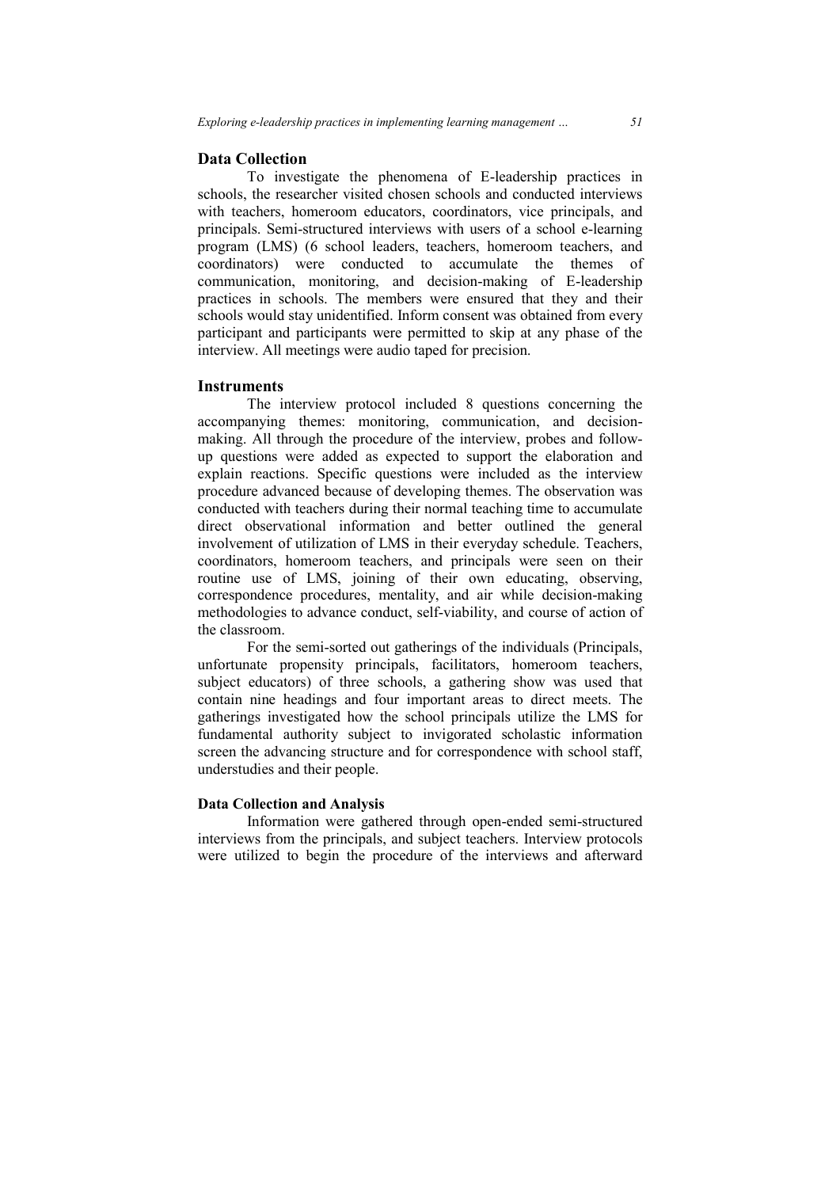## Data Collection

To investigate the phenomena of E-leadership practices in schools, the researcher visited chosen schools and conducted interviews with teachers, homeroom educators, coordinators, vice principals, and principals. Semi-structured interviews with users of a school e-learning program (LMS) (6 school leaders, teachers, homeroom teachers, and coordinators) were conducted to accumulate the themes of communication, monitoring, and decision-making of E-leadership practices in schools. The members were ensured that they and their schools would stay unidentified. Inform consent was obtained from every participant and participants were permitted to skip at any phase of the interview. All meetings were audio taped for precision.

## Instruments

The interview protocol included 8 questions concerning the accompanying themes: monitoring, communication, and decision-making. All through the procedure of the interview, probes and follow-up questions were added as expected to support the elaboration and explain reactions. Specific questions were included as the interview procedure advanced because of developing themes. The observation was conducted with teachers during their normal teaching time to accumulate direct observational information and better outlined the general involvement of utilization of LMS in their everyday schedule. Teachers, coordinators, homeroom teachers, and principals were seen on their routine use of LMS, joining of their own educating, observing, correspondence procedures, mentality, and air while decision-making methodologies to advance conduct, self-viability, and course of action of the classroom.

For the semi-sorted out gatherings of the individuals (Principals, unfortunate propensity principals, facilitators, homeroom teachers, subject educators) of three schools, a gathering show was used that contain nine headings and four important areas to direct meets. The gatherings investigated how the school principals utilize the LMS for fundamental authority subject to invigorated scholastic information screen the advancing structure and for correspondence with school staff, understudies and their people.

### Data Collection and Analysis

Information were gathered through open-ended semi-structured interviews from the principals, and subject teachers. Interview protocols were utilized to begin the procedure of the interviews and afterward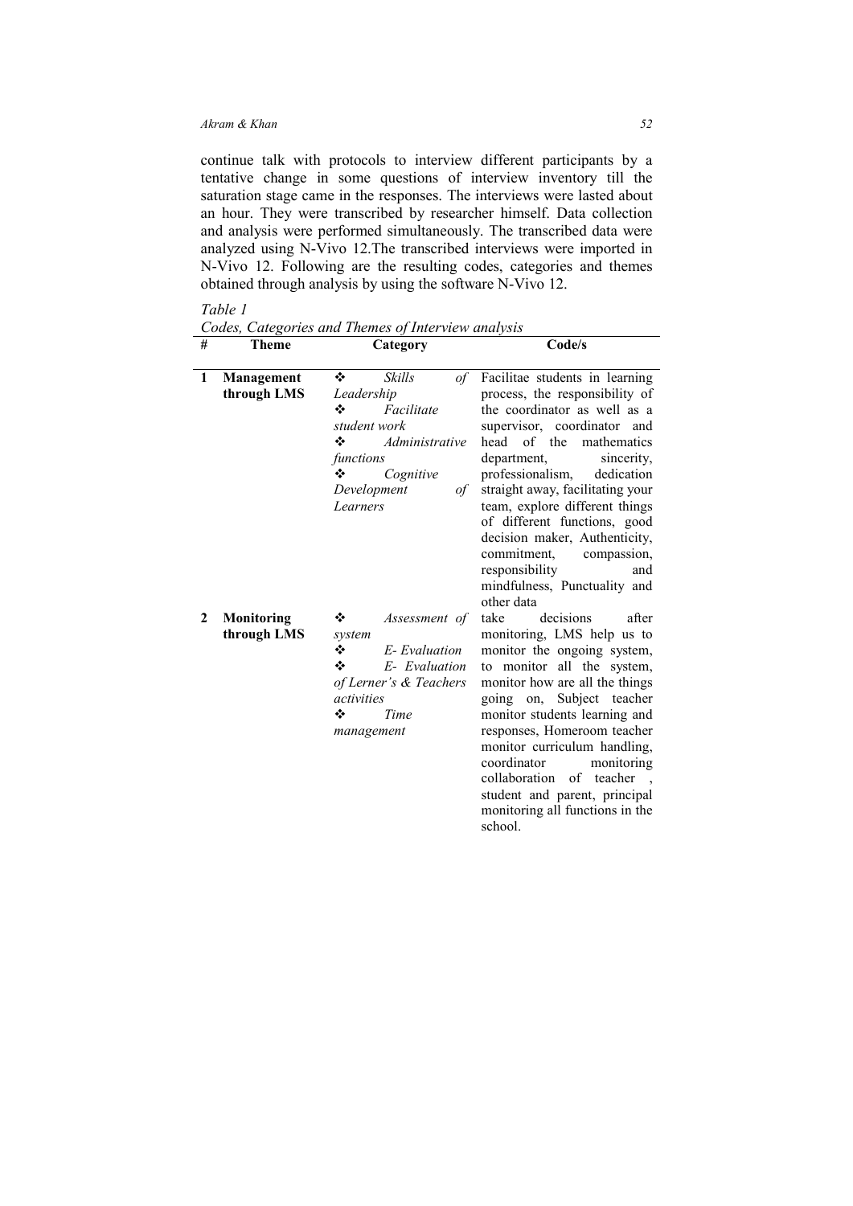continue talk with protocols to interview different participants by a tentative change in some questions of interview inventory till the saturation stage came in the responses. The interviews were lasted about an hour. They were transcribed by researcher himself. Data collection and analysis were performed simultaneously. The transcribed data were analyzed using N-Vivo 12.The transcribed interviews were imported in N-Vivo 12. Following are the resulting codes, categories and themes obtained through analysis by using the software N-Vivo 12.

*Table 1*

*Codes, Categories and Themes of Interview analysis*

| # | Theme | Category | Code/s |
|---|---|---|---|
| 1 | **Management through LMS** | ❖ *Skills of Leadership*<br>❖ *Facilitate student work*<br>❖ *Administrative functions*<br>❖ *Cognitive Development of Learners* | Facilitae students in learning process, the responsibility of the coordinator as well as a supervisor, coordinator and head of the mathematics department, sincerity, professionalism, dedication straight away, facilitating your team, explore different things of different functions, good decision maker, Authenticity, commitment, compassion, responsibility and mindfulness, Punctuality and other data |
| 2 | **Monitoring through LMS** | ❖ *Assessment of system*<br>❖ *E- Evaluation*<br>❖ *E- Evaluation of Lerner's & Teachers activities*<br>❖ *Time management* | take decisions after monitoring, LMS help us to monitor the ongoing system, to monitor all the system, monitor how are all the things going on, Subject teacher monitor students learning and responses, Homeroom teacher monitor curriculum handling, coordinator monitoring collaboration of teacher , student and parent, principal monitoring all functions in the school. |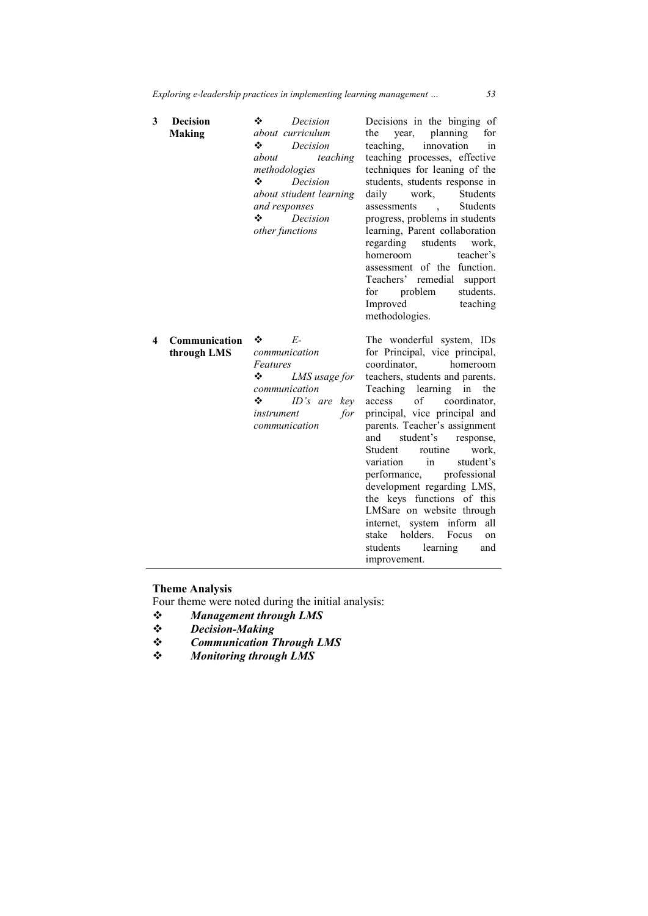| 3 | **Decision Making** | ❖ *Decision about curriculum*<br>❖ *Decision about teaching methodologies*<br>❖ *Decision about stiudent learning and responses*<br>❖ *Decision other functions* | Decisions in the binging of the year, planning for teaching, innovation in teaching processes, effective techniques for leaning of the students, students response in daily work, Students assessments , Students progress, problems in students learning, Parent collaboration regarding students work, homeroom teacher's assessment of the function. Teachers' remedial support for problem students. Improved teaching methodologies. |
|---|---|---|---|
| 4 | **Communication through LMS** | ❖ *E-communication Features*<br>❖ *LMS usage for communication*<br>❖ *ID's are key instrument for communication* | The wonderful system, IDs for Principal, vice principal, coordinator, homeroom teachers, students and parents. Teaching learning in the access of coordinator, principal, vice principal and parents. Teacher's assignment and student's response, Student routine work, variation in student's performance, professional development regarding LMS, the keys functions of this LMSare on website through internet, system inform all stake holders. Focus on students learning and improvement. |

**Theme Analysis**

Four theme were noted during the initial analysis:

- ❖ ***Management through LMS***
- ❖ ***Decision-Making***
- ❖ ***Communication Through LMS***
- ❖ ***Monitoring through LMS***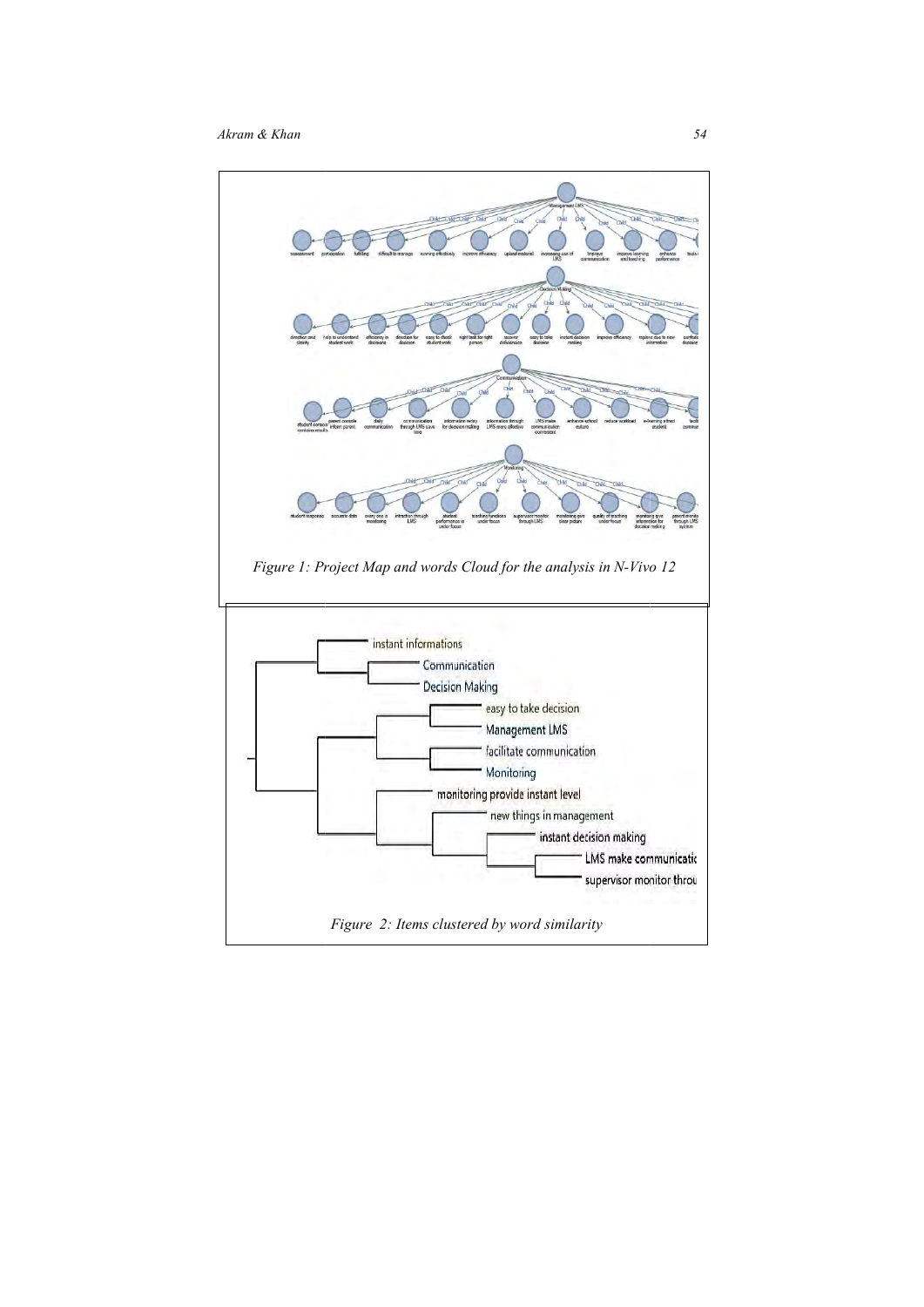*Figure 1: Project Map and words Cloud for the analysis in N-Vivo 12*

*Figure 2: Items clustered by word similarity*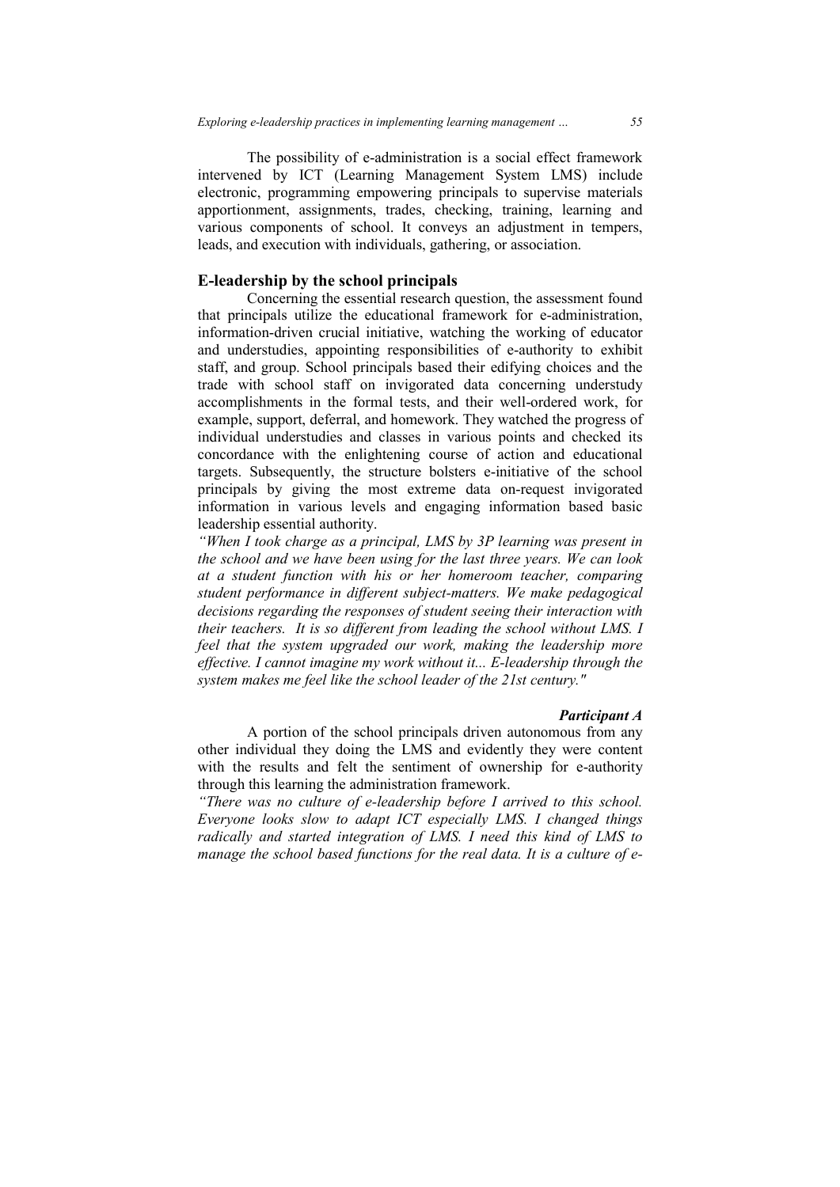The possibility of e-administration is a social effect framework intervened by ICT (Learning Management System LMS) include electronic, programming empowering principals to supervise materials apportionment, assignments, trades, checking, training, learning and various components of school. It conveys an adjustment in tempers, leads, and execution with individuals, gathering, or association.

## E-leadership by the school principals

Concerning the essential research question, the assessment found that principals utilize the educational framework for e-administration, information-driven crucial initiative, watching the working of educator and understudies, appointing responsibilities of e-authority to exhibit staff, and group. School principals based their edifying choices and the trade with school staff on invigorated data concerning understudy accomplishments in the formal tests, and their well-ordered work, for example, support, deferral, and homework. They watched the progress of individual understudies and classes in various points and checked its concordance with the enlightening course of action and educational targets. Subsequently, the structure bolsters e-initiative of the school principals by giving the most extreme data on-request invigorated information in various levels and engaging information based basic leadership essential authority.

*"When I took charge as a principal, LMS by 3P learning was present in the school and we have been using for the last three years. We can look at a student function with his or her homeroom teacher, comparing student performance in different subject-matters. We make pedagogical decisions regarding the responses of student seeing their interaction with their teachers. It is so different from leading the school without LMS. I feel that the system upgraded our work, making the leadership more effective. I cannot imagine my work without it... E-leadership through the system makes me feel like the school leader of the 21st century."*

***Participant A***

A portion of the school principals driven autonomous from any other individual they doing the LMS and evidently they were content with the results and felt the sentiment of ownership for e-authority through this learning the administration framework.

*"There was no culture of e-leadership before I arrived to this school. Everyone looks slow to adapt ICT especially LMS. I changed things radically and started integration of LMS. I need this kind of LMS to manage the school based functions for the real data. It is a culture of e-*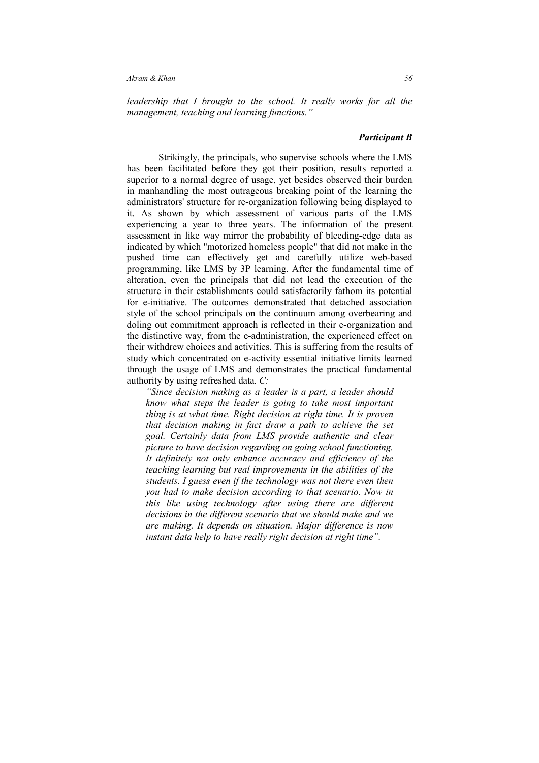*leadership that I brought to the school. It really works for all the management, teaching and learning functions."*

***Participant B***

Strikingly, the principals, who supervise schools where the LMS has been facilitated before they got their position, results reported a superior to a normal degree of usage, yet besides observed their burden in manhandling the most outrageous breaking point of the learning the administrators' structure for re-organization following being displayed to it. As shown by which assessment of various parts of the LMS experiencing a year to three years. The information of the present assessment in like way mirror the probability of bleeding-edge data as indicated by which "motorized homeless people" that did not make in the pushed time can effectively get and carefully utilize web-based programming, like LMS by 3P learning. After the fundamental time of alteration, even the principals that did not lead the execution of the structure in their establishments could satisfactorily fathom its potential for e-initiative. The outcomes demonstrated that detached association style of the school principals on the continuum among overbearing and doling out commitment approach is reflected in their e-organization and the distinctive way, from the e-administration, the experienced effect on their withdrew choices and activities. This is suffering from the results of study which concentrated on e-activity essential initiative limits learned through the usage of LMS and demonstrates the practical fundamental authority by using refreshed data. *C:*

> *"Since decision making as a leader is a part, a leader should know what steps the leader is going to take most important thing is at what time. Right decision at right time. It is proven that decision making in fact draw a path to achieve the set goal. Certainly data from LMS provide authentic and clear picture to have decision regarding on going school functioning. It definitely not only enhance accuracy and efficiency of the teaching learning but real improvements in the abilities of the students. I guess even if the technology was not there even then you had to make decision according to that scenario. Now in this like using technology after using there are different decisions in the different scenario that we should make and we are making. It depends on situation. Major difference is now instant data help to have really right decision at right time".*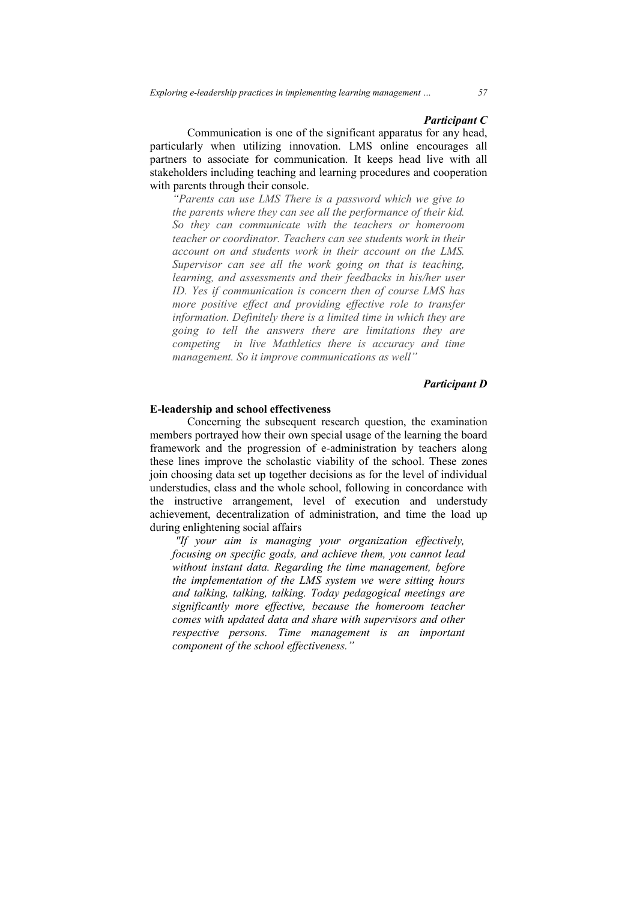***Participant C***

Communication is one of the significant apparatus for any head, particularly when utilizing innovation. LMS online encourages all partners to associate for communication. It keeps head live with all stakeholders including teaching and learning procedures and cooperation with parents through their console.

> *"Parents can use LMS There is a password which we give to the parents where they can see all the performance of their kid. So they can communicate with the teachers or homeroom teacher or coordinator. Teachers can see students work in their account on and students work in their account on the LMS. Supervisor can see all the work going on that is teaching, learning, and assessments and their feedbacks in his/her user ID. Yes if communication is concern then of course LMS has more positive effect and providing effective role to transfer information. Definitely there is a limited time in which they are going to tell the answers there are limitations they are competing in live Mathletics there is accuracy and time management. So it improve communications as well"*

***Participant D***

**E-leadership and school effectiveness**

Concerning the subsequent research question, the examination members portrayed how their own special usage of the learning the board framework and the progression of e-administration by teachers along these lines improve the scholastic viability of the school. These zones join choosing data set up together decisions as for the level of individual understudies, class and the whole school, following in concordance with the instructive arrangement, level of execution and understudy achievement, decentralization of administration, and time the load up during enlightening social affairs

> *"If your aim is managing your organization effectively, focusing on specific goals, and achieve them, you cannot lead without instant data. Regarding the time management, before the implementation of the LMS system we were sitting hours and talking, talking, talking. Today pedagogical meetings are significantly more effective, because the homeroom teacher comes with updated data and share with supervisors and other respective persons. Time management is an important component of the school effectiveness."*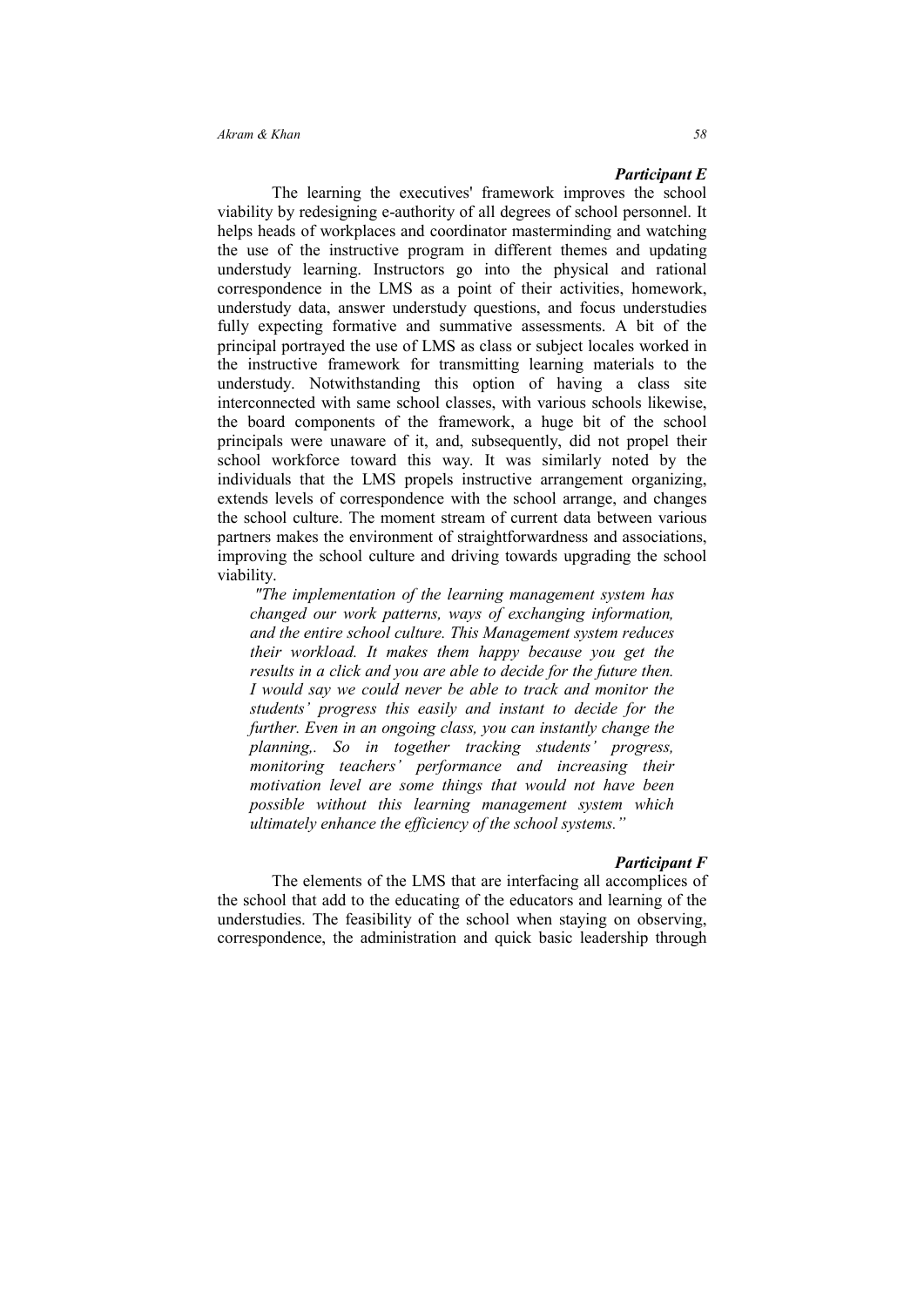***Participant E***

The learning the executives' framework improves the school viability by redesigning e-authority of all degrees of school personnel. It helps heads of workplaces and coordinator masterminding and watching the use of the instructive program in different themes and updating understudy learning. Instructors go into the physical and rational correspondence in the LMS as a point of their activities, homework, understudy data, answer understudy questions, and focus understudies fully expecting formative and summative assessments. A bit of the principal portrayed the use of LMS as class or subject locales worked in the instructive framework for transmitting learning materials to the understudy. Notwithstanding this option of having a class site interconnected with same school classes, with various schools likewise, the board components of the framework, a huge bit of the school principals were unaware of it, and, subsequently, did not propel their school workforce toward this way. It was similarly noted by the individuals that the LMS propels instructive arrangement organizing, extends levels of correspondence with the school arrange, and changes the school culture. The moment stream of current data between various partners makes the environment of straightforwardness and associations, improving the school culture and driving towards upgrading the school viability.

> *"The implementation of the learning management system has changed our work patterns, ways of exchanging information, and the entire school culture. This Management system reduces their workload. It makes them happy because you get the results in a click and you are able to decide for the future then. I would say we could never be able to track and monitor the students' progress this easily and instant to decide for the further. Even in an ongoing class, you can instantly change the planning,. So in together tracking students' progress, monitoring teachers' performance and increasing their motivation level are some things that would not have been possible without this learning management system which ultimately enhance the efficiency of the school systems."*

***Participant F***

The elements of the LMS that are interfacing all accomplices of the school that add to the educating of the educators and learning of the understudies. The feasibility of the school when staying on observing, correspondence, the administration and quick basic leadership through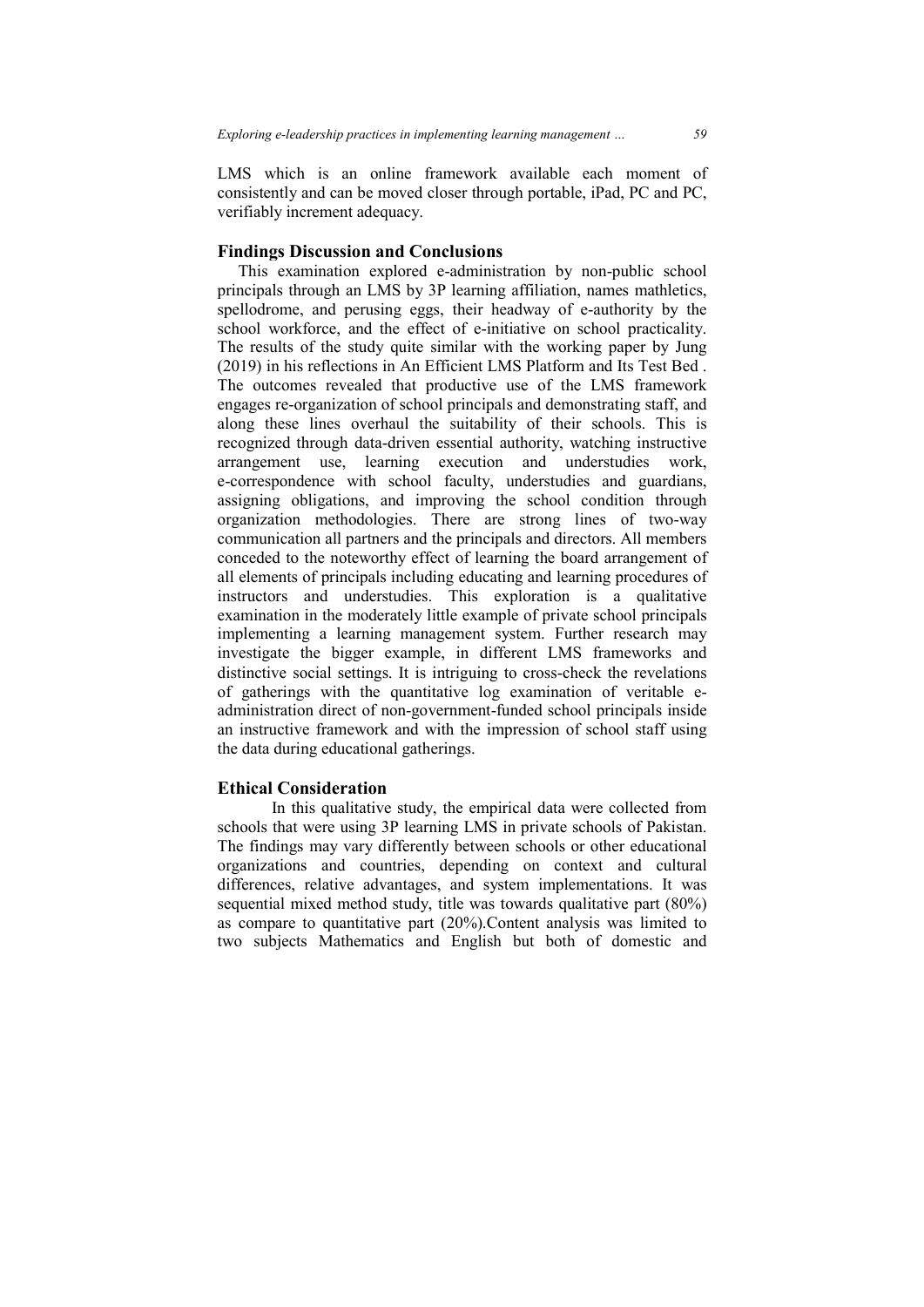LMS which is an online framework available each moment of consistently and can be moved closer through portable, iPad, PC and PC, verifiably increment adequacy.

## Findings Discussion and Conclusions

This examination explored e-administration by non-public school principals through an LMS by 3P learning affiliation, names mathletics, spellodrome, and perusing eggs, their headway of e-authority by the school workforce, and the effect of e-initiative on school practicality. The results of the study quite similar with the working paper by Jung (2019) in his reflections in An Efficient LMS Platform and Its Test Bed . The outcomes revealed that productive use of the LMS framework engages re-organization of school principals and demonstrating staff, and along these lines overhaul the suitability of their schools. This is recognized through data-driven essential authority, watching instructive arrangement use, learning execution and understudies work, e-correspondence with school faculty, understudies and guardians, assigning obligations, and improving the school condition through organization methodologies. There are strong lines of two-way communication all partners and the principals and directors. All members conceded to the noteworthy effect of learning the board arrangement of all elements of principals including educating and learning procedures of instructors and understudies. This exploration is a qualitative examination in the moderately little example of private school principals implementing a learning management system. Further research may investigate the bigger example, in different LMS frameworks and distinctive social settings. It is intriguing to cross-check the revelations of gatherings with the quantitative log examination of veritable e-administration direct of non-government-funded school principals inside an instructive framework and with the impression of school staff using the data during educational gatherings.

## Ethical Consideration

In this qualitative study, the empirical data were collected from schools that were using 3P learning LMS in private schools of Pakistan. The findings may vary differently between schools or other educational organizations and countries, depending on context and cultural differences, relative advantages, and system implementations. It was sequential mixed method study, title was towards qualitative part (80%) as compare to quantitative part (20%).Content analysis was limited to two subjects Mathematics and English but both of domestic and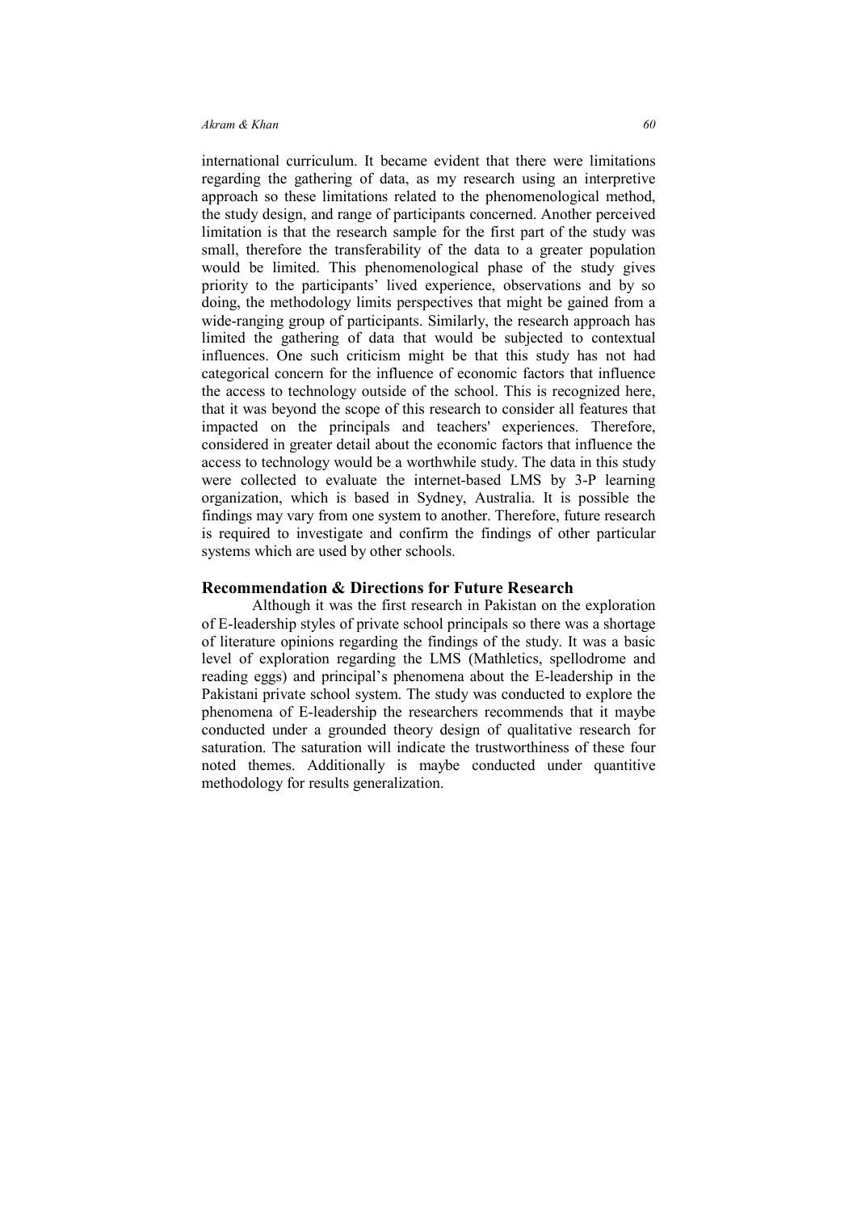international curriculum. It became evident that there were limitations regarding the gathering of data, as my research using an interpretive approach so these limitations related to the phenomenological method, the study design, and range of participants concerned. Another perceived limitation is that the research sample for the first part of the study was small, therefore the transferability of the data to a greater population would be limited. This phenomenological phase of the study gives priority to the participants' lived experience, observations and by so doing, the methodology limits perspectives that might be gained from a wide-ranging group of participants. Similarly, the research approach has limited the gathering of data that would be subjected to contextual influences. One such criticism might be that this study has not had categorical concern for the influence of economic factors that influence the access to technology outside of the school. This is recognized here, that it was beyond the scope of this research to consider all features that impacted on the principals and teachers' experiences. Therefore, considered in greater detail about the economic factors that influence the access to technology would be a worthwhile study. The data in this study were collected to evaluate the internet-based LMS by 3-P learning organization, which is based in Sydney, Australia. It is possible the findings may vary from one system to another. Therefore, future research is required to investigate and confirm the findings of other particular systems which are used by other schools.

## Recommendation & Directions for Future Research

Although it was the first research in Pakistan on the exploration of E-leadership styles of private school principals so there was a shortage of literature opinions regarding the findings of the study. It was a basic level of exploration regarding the LMS (Mathletics, spellodrome and reading eggs) and principal's phenomena about the E-leadership in the Pakistani private school system. The study was conducted to explore the phenomena of E-leadership the researchers recommends that it maybe conducted under a grounded theory design of qualitative research for saturation. The saturation will indicate the trustworthiness of these four noted themes. Additionally is maybe conducted under quantitive methodology for results generalization.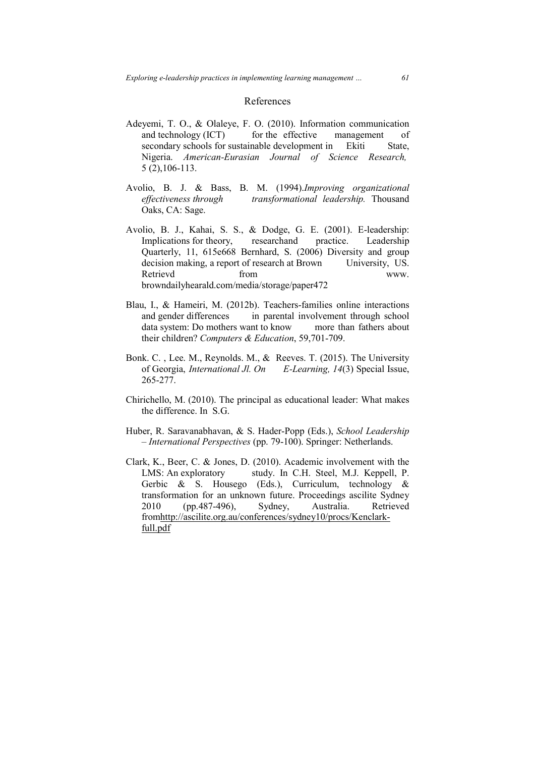## References

Adeyemi, T. O., & Olaleye, F. O. (2010). Information communication and technology (ICT) for the effective management of secondary schools for sustainable development in Ekiti State, Nigeria. *American-Eurasian Journal of Science Research,* 5 (2),106-113.

Avolio, B. J. & Bass, B. M. (1994).*Improving organizational effectiveness through transformational leadership.* Thousand Oaks, CA: Sage.

Avolio, B. J., Kahai, S. S., & Dodge, G. E. (2001). E-leadership: Implications for theory, researchand practice. Leadership Quarterly, 11, 615e668 Bernhard, S. (2006) Diversity and group decision making, a report of research at Brown University, US. Retrievd from www. browndailyhearald.com/media/storage/paper472

Blau, I., & Hameiri, M. (2012b). Teachers-families online interactions and gender differences in parental involvement through school data system: Do mothers want to know more than fathers about their children? *Computers & Education*, 59,701-709.

Bonk. C. , Lee. M., Reynolds. M., & Reeves. T. (2015). The University of Georgia, *International Jl. On E-Learning, 14*(3) Special Issue, 265-277.

Chirichello, M. (2010). The principal as educational leader: What makes the difference. In S.G.

Huber, R. Saravanabhavan, & S. Hader-Popp (Eds.), *School Leadership – International Perspectives* (pp. 79-100). Springer: Netherlands.

Clark, K., Beer, C. & Jones, D. (2010). Academic involvement with the LMS: An exploratory study. In C.H. Steel, M.J. Keppell, P. Gerbic & S. Housego (Eds.), Curriculum, technology & transformation for an unknown future. Proceedings ascilite Sydney 2010 (pp.487-496), Sydney, Australia. Retrieved fromhttp://ascilite.org.au/conferences/sydney10/procs/Kenclark-full.pdf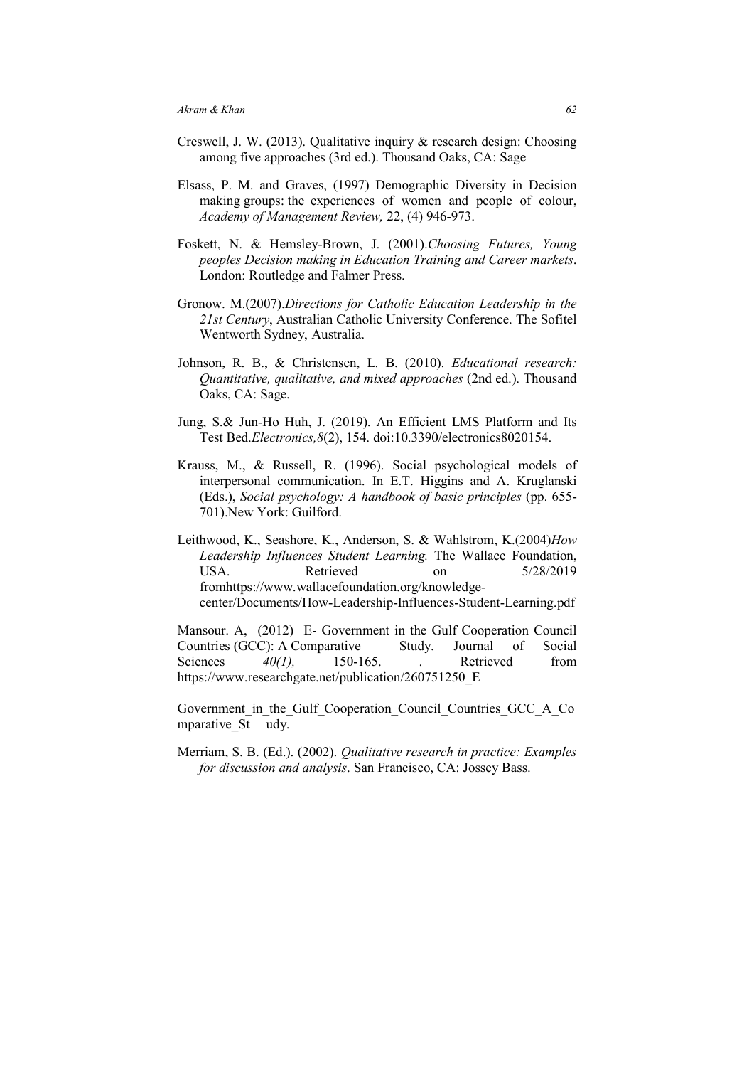Creswell, J. W. (2013). Qualitative inquiry & research design: Choosing among five approaches (3rd ed.). Thousand Oaks, CA: Sage

Elsass, P. M. and Graves, (1997) Demographic Diversity in Decision making groups: the experiences of women and people of colour, *Academy of Management Review,* 22, (4) 946-973.

Foskett, N. & Hemsley-Brown, J. (2001).*Choosing Futures, Young peoples Decision making in Education Training and Career markets*. London: Routledge and Falmer Press.

Gronow. M.(2007).*Directions for Catholic Education Leadership in the 21st Century*, Australian Catholic University Conference. The Sofitel Wentworth Sydney, Australia.

Johnson, R. B., & Christensen, L. B. (2010). *Educational research: Quantitative, qualitative, and mixed approaches* (2nd ed.). Thousand Oaks, CA: Sage.

Jung, S.& Jun-Ho Huh, J. (2019). An Efficient LMS Platform and Its Test Bed.*Electronics,8*(2), 154. doi:10.3390/electronics8020154.

Krauss, M., & Russell, R. (1996). Social psychological models of interpersonal communication. In E.T. Higgins and A. Kruglanski (Eds.), *Social psychology: A handbook of basic principles* (pp. 655-701).New York: Guilford.

Leithwood, K., Seashore, K., Anderson, S. & Wahlstrom, K.(2004)*How Leadership Influences Student Learning.* The Wallace Foundation, USA. Retrieved on 5/28/2019 fromhttps://www.wallacefoundation.org/knowledge-center/Documents/How-Leadership-Influences-Student-Learning.pdf

Mansour. A, (2012) E- Government in the Gulf Cooperation Council Countries (GCC): A Comparative Study. Journal of Social Sciences *40(1),* 150-165. . Retrieved from https://www.researchgate.net/publication/260751250_E

Government_in_the_Gulf_Cooperation_Council_Countries_GCC_A_Comparative_St udy.

Merriam, S. B. (Ed.). (2002). *Qualitative research in practice: Examples for discussion and analysis*. San Francisco, CA: Jossey Bass.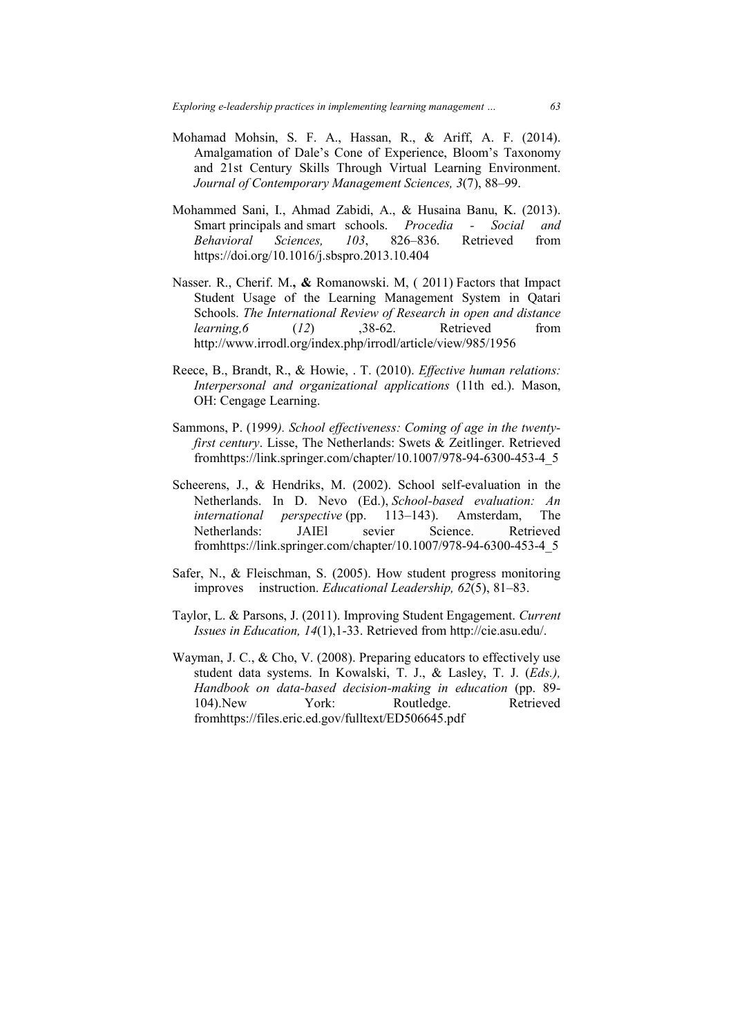Mohamad Mohsin, S. F. A., Hassan, R., & Ariff, A. F. (2014). Amalgamation of Dale's Cone of Experience, Bloom's Taxonomy and 21st Century Skills Through Virtual Learning Environment. *Journal of Contemporary Management Sciences, 3*(7), 88–99.

Mohammed Sani, I., Ahmad Zabidi, A., & Husaina Banu, K. (2013). Smart principals and smart schools. *Procedia - Social and Behavioral Sciences, 103*, 826–836. Retrieved from https://doi.org/10.1016/j.sbspro.2013.10.404

Nasser. R., Cherif. M**., &** Romanowski. M, ( 2011) Factors that Impact Student Usage of the Learning Management System in Qatari Schools. *The International Review of Research in open and distance learning,6* (*12*) ,38-62. Retrieved from http://www.irrodl.org/index.php/irrodl/article/view/985/1956

Reece, B., Brandt, R., & Howie, . T. (2010). *Effective human relations: Interpersonal and organizational applications* (11th ed.). Mason, OH: Cengage Learning.

Sammons, P. (1999*). School effectiveness: Coming of age in the twenty-first century*. Lisse, The Netherlands: Swets & Zeitlinger. Retrieved fromhttps://link.springer.com/chapter/10.1007/978-94-6300-453-4_5

Scheerens, J., & Hendriks, M. (2002). School self-evaluation in the Netherlands. In D. Nevo (Ed.), *School-based evaluation: An international perspective* (pp. 113–143). Amsterdam, The Netherlands: JAIEl sevier Science. Retrieved fromhttps://link.springer.com/chapter/10.1007/978-94-6300-453-4_5

Safer, N., & Fleischman, S. (2005). How student progress monitoring improves instruction. *Educational Leadership, 62*(5), 81–83.

Taylor, L. & Parsons, J. (2011). Improving Student Engagement. *Current Issues in Education, 14*(1),1-33. Retrieved from http://cie.asu.edu/.

Wayman, J. C., & Cho, V. (2008). Preparing educators to effectively use student data systems. In Kowalski, T. J., & Lasley, T. J. (*Eds.), Handbook on data-based decision-making in education* (pp. 89-104).New York: Routledge. Retrieved fromhttps://files.eric.ed.gov/fulltext/ED506645.pdf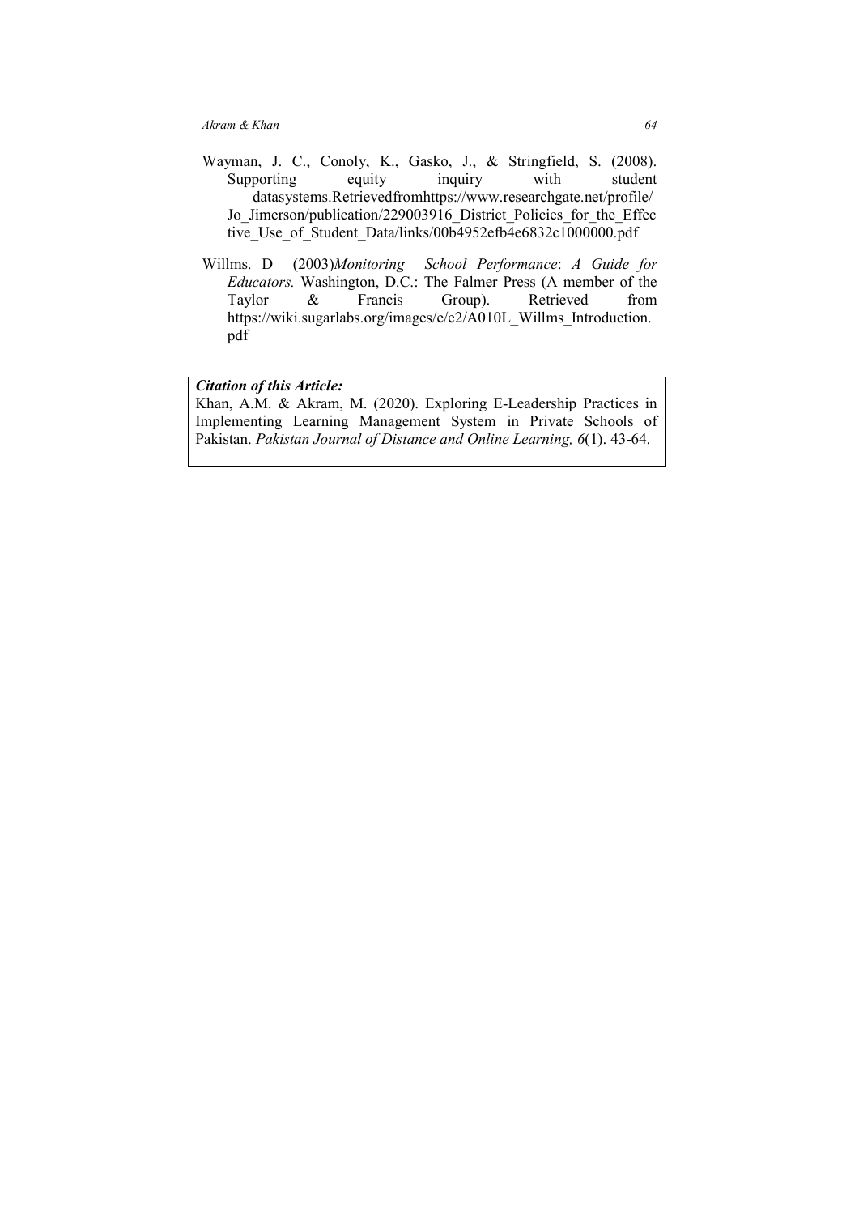Wayman, J. C., Conoly, K., Gasko, J., & Stringfield, S. (2008). Supporting equity inquiry with student datasystems.Retrievedfromhttps://www.researchgate.net/profile/Jo_Jimerson/publication/229003916_District_Policies_for_the_Effective_Use_of_Student_Data/links/00b4952efb4e6832c1000000.pdf

Willms. D (2003)*Monitoring School Performance*: *A Guide for Educators.* Washington, D.C.: The Falmer Press (A member of the Taylor & Francis Group). Retrieved from https://wiki.sugarlabs.org/images/e/e2/A010L_Willms_Introduction.pdf

***Citation of this Article:***
Khan, A.M. & Akram, M. (2020). Exploring E-Leadership Practices in Implementing Learning Management System in Private Schools of Pakistan. *Pakistan Journal of Distance and Online Learning, 6*(1). 43-64.